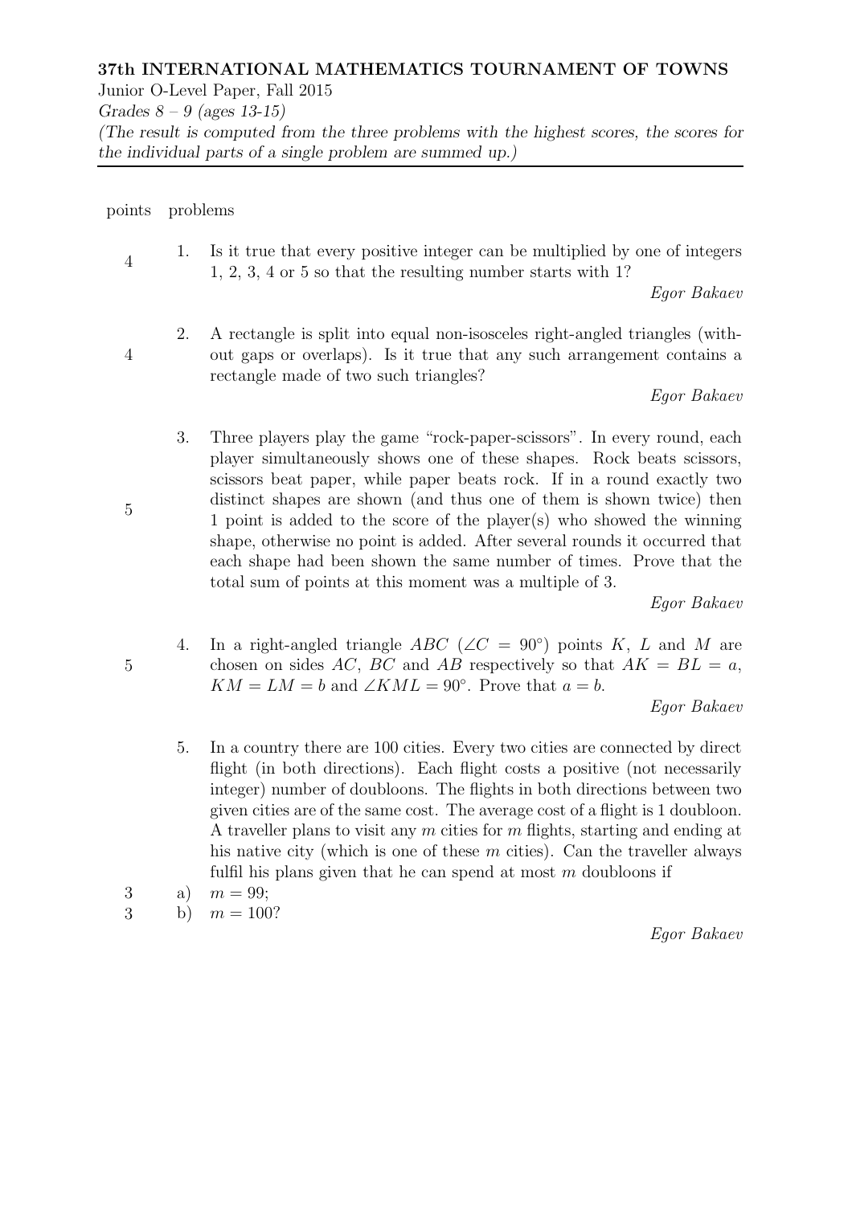**37th INTERNATIONAL MATHEMATICS TOURNAMENT OF TOWNS**

Junior O-Level Paper, Fall 2015

*Grades 8 – 9 (ages 13-15)*

*(The result is computed from the three problems with the highest scores, the scores for the individual parts of a single problem are summed up.)*

---

| points | problems |
|---|---|
| 4 | 1. Is it true that every positive integer can be multiplied by one of integers 1, 2, 3, 4 or 5 so that the resulting number starts with 1? *Egor Bakaev* |
| 4 | 2. A rectangle is split into equal non-isosceles right-angled triangles (without gaps or overlaps). Is it true that any such arrangement contains a rectangle made of two such triangles? *Egor Bakaev* |
| 5 | 3. Three players play the game "rock-paper-scissors". In every round, each player simultaneously shows one of these shapes. Rock beats scissors, scissors beat paper, while paper beats rock. If in a round exactly two distinct shapes are shown (and thus one of them is shown twice) then 1 point is added to the score of the player(s) who showed the winning shape, otherwise no point is added. After several rounds it occurred that each shape had been shown the same number of times. Prove that the total sum of points at this moment was a multiple of 3. *Egor Bakaev* |
| 5 | 4. In a right-angled triangle $ABC$ ($\angle C = 90°$) points $K$, $L$ and $M$ are chosen on sides $AC$, $BC$ and $AB$ respectively so that $AK = BL = a$, $KM = LM = b$ and $\angle KML = 90°$. Prove that $a = b$. *Egor Bakaev* |
| | 5. In a country there are 100 cities. Every two cities are connected by direct flight (in both directions). Each flight costs a positive (not necessarily integer) number of doubloons. The flights in both directions between two given cities are of the same cost. The average cost of a flight is 1 doubloon. A traveller plans to visit any $m$ cities for $m$ flights, starting and ending at his native city (which is one of these $m$ cities). Can the traveller always fulfil his plans given that he can spend at most $m$ doubloons if |
| 3 | a) $m = 99$; |
| 3 | b) $m = 100$? *Egor Bakaev* |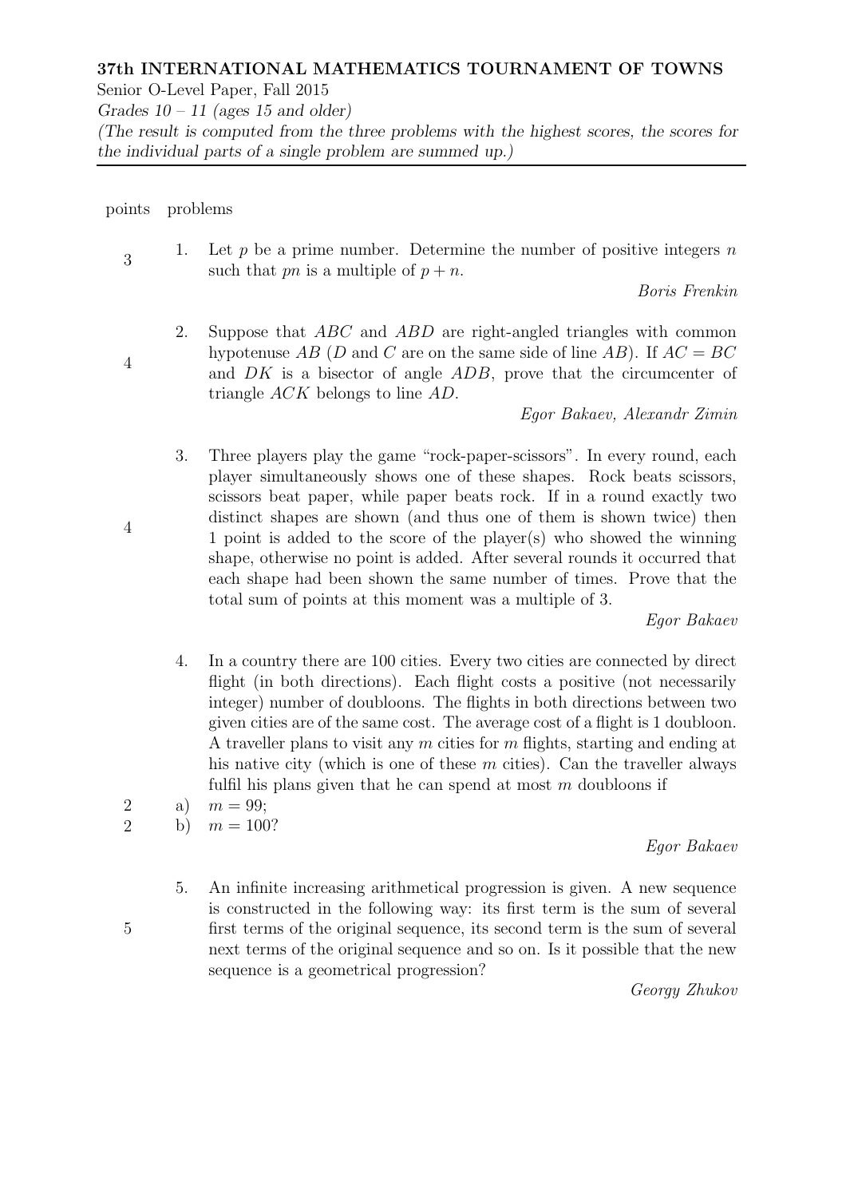**37th INTERNATIONAL MATHEMATICS TOURNAMENT OF TOWNS**

Senior O-Level Paper, Fall 2015

*Grades 10 – 11 (ages 15 and older)*

*(The result is computed from the three problems with the highest scores, the scores for the individual parts of a single problem are summed up.)*

---

points problems

**3** 1. Let $p$ be a prime number. Determine the number of positive integers $n$ such that $pn$ is a multiple of $p+n$.

*Boris Frenkin*

**4** 2. Suppose that $ABC$ and $ABD$ are right-angled triangles with common hypotenuse $AB$ ($D$ and $C$ are on the same side of line $AB$). If $AC = BC$ and $DK$ is a bisector of angle $ADB$, prove that the circumcenter of triangle $ACK$ belongs to line $AD$.

*Egor Bakaev, Alexandr Zimin*

**4** 3. Three players play the game "rock-paper-scissors". In every round, each player simultaneously shows one of these shapes. Rock beats scissors, scissors beat paper, while paper beats rock. If in a round exactly two distinct shapes are shown (and thus one of them is shown twice) then 1 point is added to the score of the player(s) who showed the winning shape, otherwise no point is added. After several rounds it occurred that each shape had been shown the same number of times. Prove that the total sum of points at this moment was a multiple of 3.

*Egor Bakaev*

4. In a country there are 100 cities. Every two cities are connected by direct flight (in both directions). Each flight costs a positive (not necessarily integer) number of doubloons. The flights in both directions between two given cities are of the same cost. The average cost of a flight is 1 doubloon. A traveller plans to visit any $m$ cities for $m$ flights, starting and ending at his native city (which is one of these $m$ cities). Can the traveller always fulfil his plans given that he can spend at most $m$ doubloons if

**2** a) $m = 99$;

**2** b) $m = 100$?

*Egor Bakaev*

**5** 5. An infinite increasing arithmetical progression is given. A new sequence is constructed in the following way: its first term is the sum of several first terms of the original sequence, its second term is the sum of several next terms of the original sequence and so on. Is it possible that the new sequence is a geometrical progression?

*Georgy Zhukov*